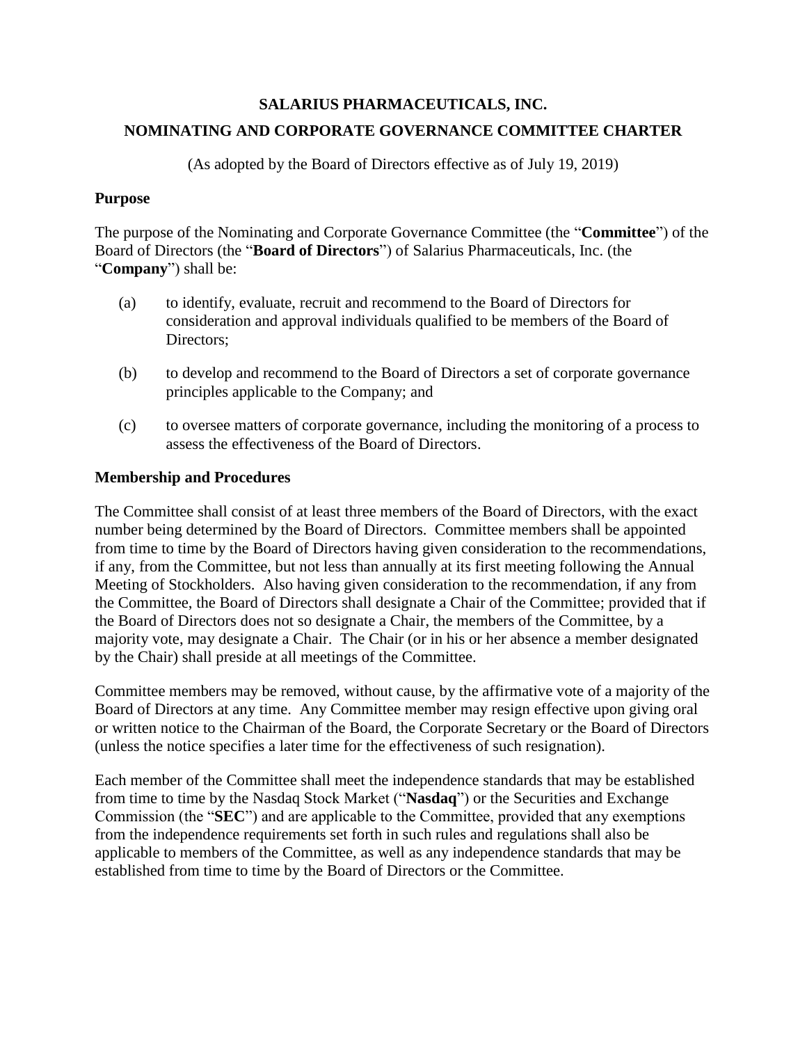# SALARIUS PHARMACEUTICALS, INC.

## NOMINATING AND CORPORATE GOVERNANCE COMMITTEE CHARTER

(As adopted by the Board of Directors effective as of July 19, 2019)

### Purpose

The purpose of the Nominating and Corporate Governance Committee (the "**Committee**") of the Board of Directors (the "**Board of Directors**") of Salarius Pharmaceuticals, Inc. (the "**Company**") shall be:

(a) to identify, evaluate, recruit and recommend to the Board of Directors for consideration and approval individuals qualified to be members of the Board of Directors;

(b) to develop and recommend to the Board of Directors a set of corporate governance principles applicable to the Company; and

(c) to oversee matters of corporate governance, including the monitoring of a process to assess the effectiveness of the Board of Directors.

### Membership and Procedures

The Committee shall consist of at least three members of the Board of Directors, with the exact number being determined by the Board of Directors. Committee members shall be appointed from time to time by the Board of Directors having given consideration to the recommendations, if any, from the Committee, but not less than annually at its first meeting following the Annual Meeting of Stockholders. Also having given consideration to the recommendation, if any from the Committee, the Board of Directors shall designate a Chair of the Committee; provided that if the Board of Directors does not so designate a Chair, the members of the Committee, by a majority vote, may designate a Chair. The Chair (or in his or her absence a member designated by the Chair) shall preside at all meetings of the Committee.

Committee members may be removed, without cause, by the affirmative vote of a majority of the Board of Directors at any time. Any Committee member may resign effective upon giving oral or written notice to the Chairman of the Board, the Corporate Secretary or the Board of Directors (unless the notice specifies a later time for the effectiveness of such resignation).

Each member of the Committee shall meet the independence standards that may be established from time to time by the Nasdaq Stock Market ("**Nasdaq**") or the Securities and Exchange Commission (the "**SEC**") and are applicable to the Committee, provided that any exemptions from the independence requirements set forth in such rules and regulations shall also be applicable to members of the Committee, as well as any independence standards that may be established from time to time by the Board of Directors or the Committee.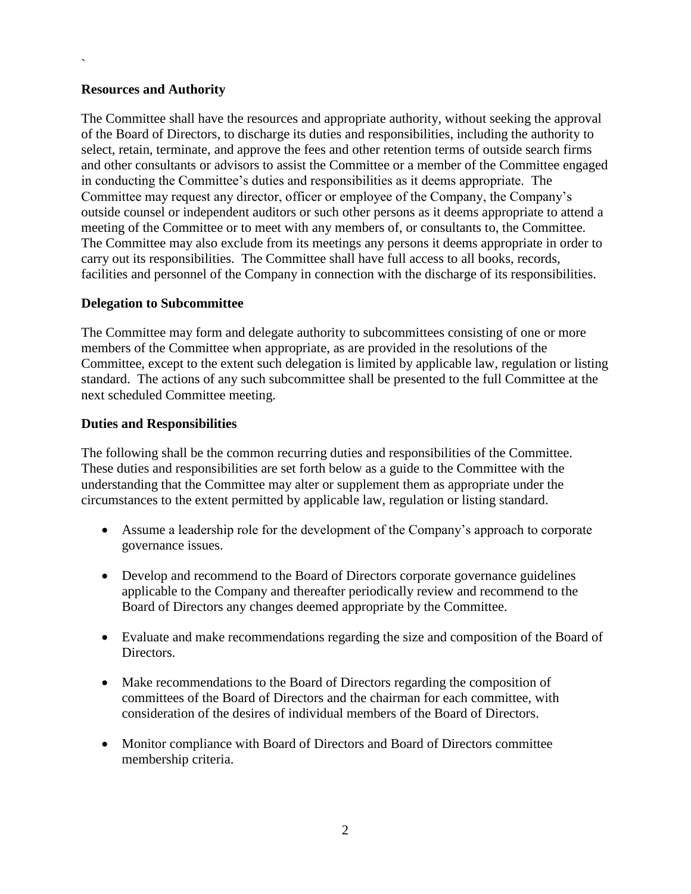**Resources and Authority**

The Committee shall have the resources and appropriate authority, without seeking the approval of the Board of Directors, to discharge its duties and responsibilities, including the authority to select, retain, terminate, and approve the fees and other retention terms of outside search firms and other consultants or advisors to assist the Committee or a member of the Committee engaged in conducting the Committee's duties and responsibilities as it deems appropriate. The Committee may request any director, officer or employee of the Company, the Company's outside counsel or independent auditors or such other persons as it deems appropriate to attend a meeting of the Committee or to meet with any members of, or consultants to, the Committee. The Committee may also exclude from its meetings any persons it deems appropriate in order to carry out its responsibilities. The Committee shall have full access to all books, records, facilities and personnel of the Company in connection with the discharge of its responsibilities.

**Delegation to Subcommittee**

The Committee may form and delegate authority to subcommittees consisting of one or more members of the Committee when appropriate, as are provided in the resolutions of the Committee, except to the extent such delegation is limited by applicable law, regulation or listing standard. The actions of any such subcommittee shall be presented to the full Committee at the next scheduled Committee meeting.

**Duties and Responsibilities**

The following shall be the common recurring duties and responsibilities of the Committee. These duties and responsibilities are set forth below as a guide to the Committee with the understanding that the Committee may alter or supplement them as appropriate under the circumstances to the extent permitted by applicable law, regulation or listing standard.

- Assume a leadership role for the development of the Company's approach to corporate governance issues.
- Develop and recommend to the Board of Directors corporate governance guidelines applicable to the Company and thereafter periodically review and recommend to the Board of Directors any changes deemed appropriate by the Committee.
- Evaluate and make recommendations regarding the size and composition of the Board of Directors.
- Make recommendations to the Board of Directors regarding the composition of committees of the Board of Directors and the chairman for each committee, with consideration of the desires of individual members of the Board of Directors.
- Monitor compliance with Board of Directors and Board of Directors committee membership criteria.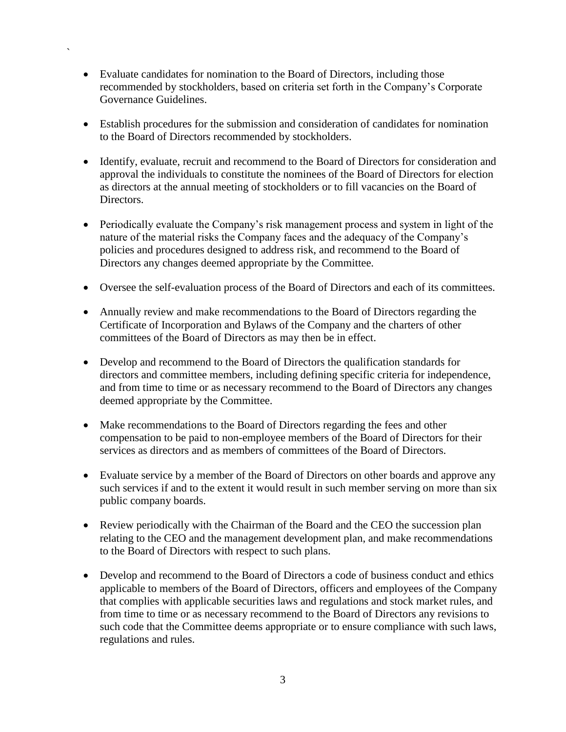- Evaluate candidates for nomination to the Board of Directors, including those recommended by stockholders, based on criteria set forth in the Company's Corporate Governance Guidelines.

- Establish procedures for the submission and consideration of candidates for nomination to the Board of Directors recommended by stockholders.

- Identify, evaluate, recruit and recommend to the Board of Directors for consideration and approval the individuals to constitute the nominees of the Board of Directors for election as directors at the annual meeting of stockholders or to fill vacancies on the Board of Directors.

- Periodically evaluate the Company's risk management process and system in light of the nature of the material risks the Company faces and the adequacy of the Company's policies and procedures designed to address risk, and recommend to the Board of Directors any changes deemed appropriate by the Committee.

- Oversee the self-evaluation process of the Board of Directors and each of its committees.

- Annually review and make recommendations to the Board of Directors regarding the Certificate of Incorporation and Bylaws of the Company and the charters of other committees of the Board of Directors as may then be in effect.

- Develop and recommend to the Board of Directors the qualification standards for directors and committee members, including defining specific criteria for independence, and from time to time or as necessary recommend to the Board of Directors any changes deemed appropriate by the Committee.

- Make recommendations to the Board of Directors regarding the fees and other compensation to be paid to non-employee members of the Board of Directors for their services as directors and as members of committees of the Board of Directors.

- Evaluate service by a member of the Board of Directors on other boards and approve any such services if and to the extent it would result in such member serving on more than six public company boards.

- Review periodically with the Chairman of the Board and the CEO the succession plan relating to the CEO and the management development plan, and make recommendations to the Board of Directors with respect to such plans.

- Develop and recommend to the Board of Directors a code of business conduct and ethics applicable to members of the Board of Directors, officers and employees of the Company that complies with applicable securities laws and regulations and stock market rules, and from time to time or as necessary recommend to the Board of Directors any revisions to such code that the Committee deems appropriate or to ensure compliance with such laws, regulations and rules.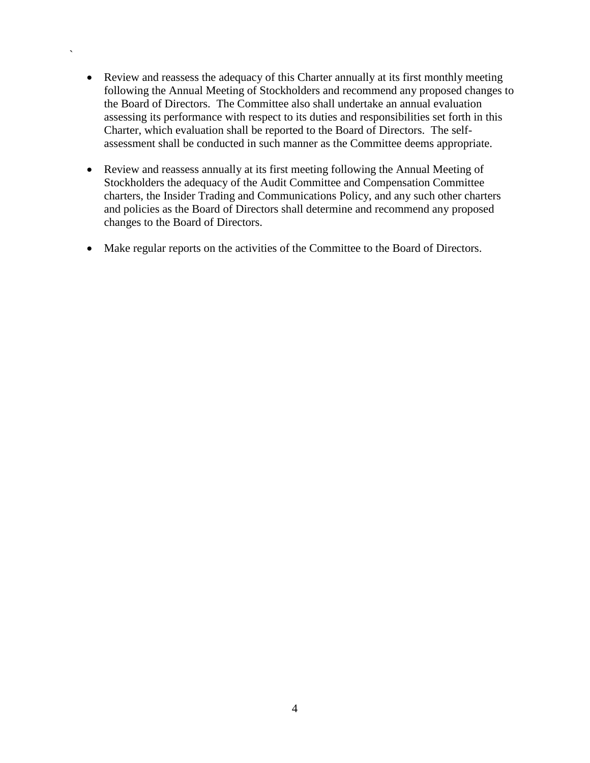- Review and reassess the adequacy of this Charter annually at its first monthly meeting following the Annual Meeting of Stockholders and recommend any proposed changes to the Board of Directors. The Committee also shall undertake an annual evaluation assessing its performance with respect to its duties and responsibilities set forth in this Charter, which evaluation shall be reported to the Board of Directors. The self-assessment shall be conducted in such manner as the Committee deems appropriate.

- Review and reassess annually at its first meeting following the Annual Meeting of Stockholders the adequacy of the Audit Committee and Compensation Committee charters, the Insider Trading and Communications Policy, and any such other charters and policies as the Board of Directors shall determine and recommend any proposed changes to the Board of Directors.

- Make regular reports on the activities of the Committee to the Board of Directors.